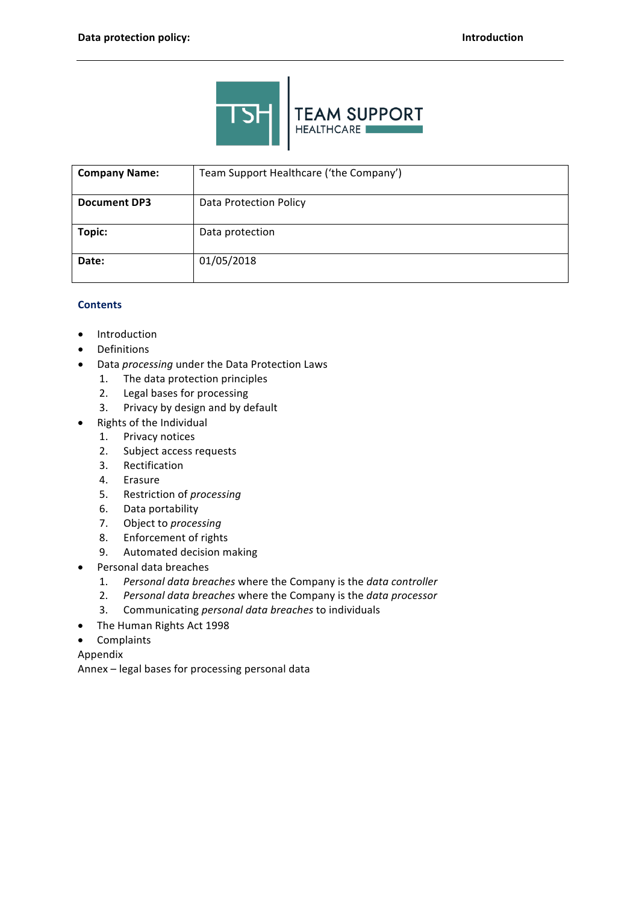TEAM SUPPORT HEALTHCARE

| **Company Name:** | Team Support Healthcare ('the Company') |
|---|---|
| **Document DP3** | Data Protection Policy |
| **Topic:** | Data protection |
| **Date:** | 01/05/2018 |

## Contents

- Introduction
- Definitions
- Data *processing* under the Data Protection Laws
    1. The data protection principles
    2. Legal bases for processing
    3. Privacy by design and by default
- Rights of the Individual
    1. Privacy notices
    2. Subject access requests
    3. Rectification
    4. Erasure
    5. Restriction of *processing*
    6. Data portability
    7. Object to *processing*
    8. Enforcement of rights
    9. Automated decision making
- Personal data breaches
    1. *Personal data breaches* where the Company is the *data controller*
    2. *Personal data breaches* where the Company is the *data processor*
    3. Communicating *personal data breaches* to individuals
- The Human Rights Act 1998
- Complaints

Appendix

Annex – legal bases for processing personal data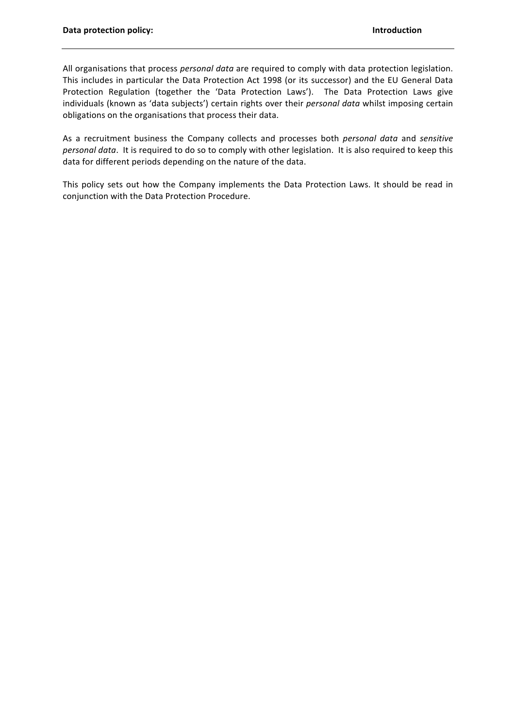All organisations that process *personal data* are required to comply with data protection legislation. This includes in particular the Data Protection Act 1998 (or its successor) and the EU General Data Protection Regulation (together the 'Data Protection Laws'). The Data Protection Laws give individuals (known as 'data subjects') certain rights over their *personal data* whilst imposing certain obligations on the organisations that process their data.

As a recruitment business the Company collects and processes both *personal data* and *sensitive personal data*. It is required to do so to comply with other legislation. It is also required to keep this data for different periods depending on the nature of the data.

This policy sets out how the Company implements the Data Protection Laws. It should be read in conjunction with the Data Protection Procedure.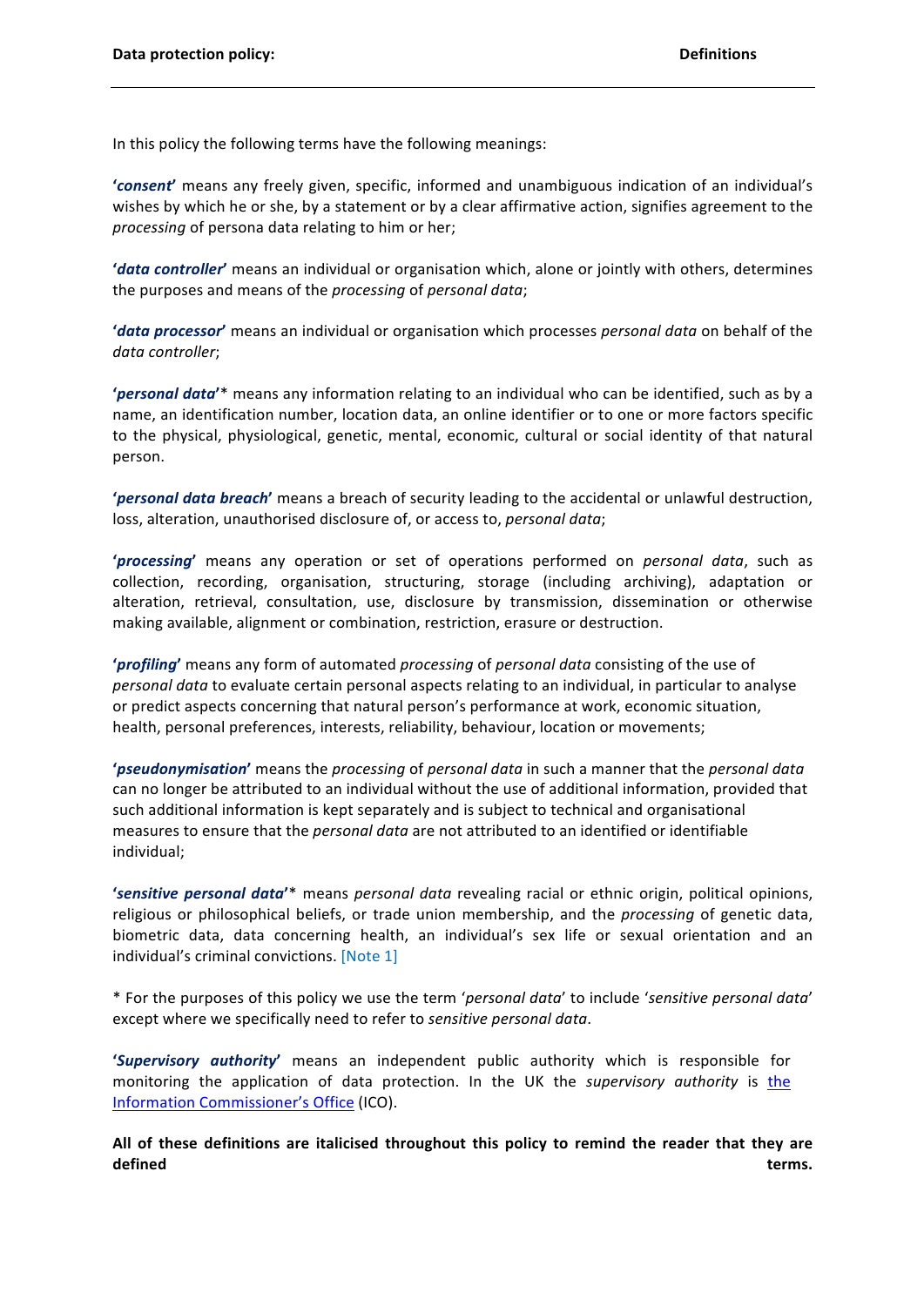In this policy the following terms have the following meanings:

**'*consent*'** means any freely given, specific, informed and unambiguous indication of an individual's wishes by which he or she, by a statement or by a clear affirmative action, signifies agreement to the *processing* of persona data relating to him or her;

**'*data controller*'** means an individual or organisation which, alone or jointly with others, determines the purposes and means of the *processing* of *personal data*;

**'*data processor*'** means an individual or organisation which processes *personal data* on behalf of the *data controller*;

**'*personal data*'*** means any information relating to an individual who can be identified, such as by a name, an identification number, location data, an online identifier or to one or more factors specific to the physical, physiological, genetic, mental, economic, cultural or social identity of that natural person.

**'*personal data breach*'** means a breach of security leading to the accidental or unlawful destruction, loss, alteration, unauthorised disclosure of, or access to, *personal data*;

**'*processing*'** means any operation or set of operations performed on *personal data*, such as collection, recording, organisation, structuring, storage (including archiving), adaptation or alteration, retrieval, consultation, use, disclosure by transmission, dissemination or otherwise making available, alignment or combination, restriction, erasure or destruction.

**'*profiling*'** means any form of automated *processing* of *personal data* consisting of the use of *personal data* to evaluate certain personal aspects relating to an individual, in particular to analyse or predict aspects concerning that natural person's performance at work, economic situation, health, personal preferences, interests, reliability, behaviour, location or movements;

**'*pseudonymisation*'** means the *processing* of *personal data* in such a manner that the *personal data* can no longer be attributed to an individual without the use of additional information, provided that such additional information is kept separately and is subject to technical and organisational measures to ensure that the *personal data* are not attributed to an identified or identifiable individual;

**'*sensitive personal data*'*** means *personal data* revealing racial or ethnic origin, political opinions, religious or philosophical beliefs, or trade union membership, and the *processing* of genetic data, biometric data, data concerning health, an individual's sex life or sexual orientation and an individual's criminal convictions. [Note 1]

* For the purposes of this policy we use the term '*personal data*' to include '*sensitive personal data*' except where we specifically need to refer to *sensitive personal data*.

**'*Supervisory authority*'** means an independent public authority which is responsible for monitoring the application of data protection. In the UK the *supervisory authority* is the Information Commissioner's Office (ICO).

**All of these definitions are italicised throughout this policy to remind the reader that they are defined terms.**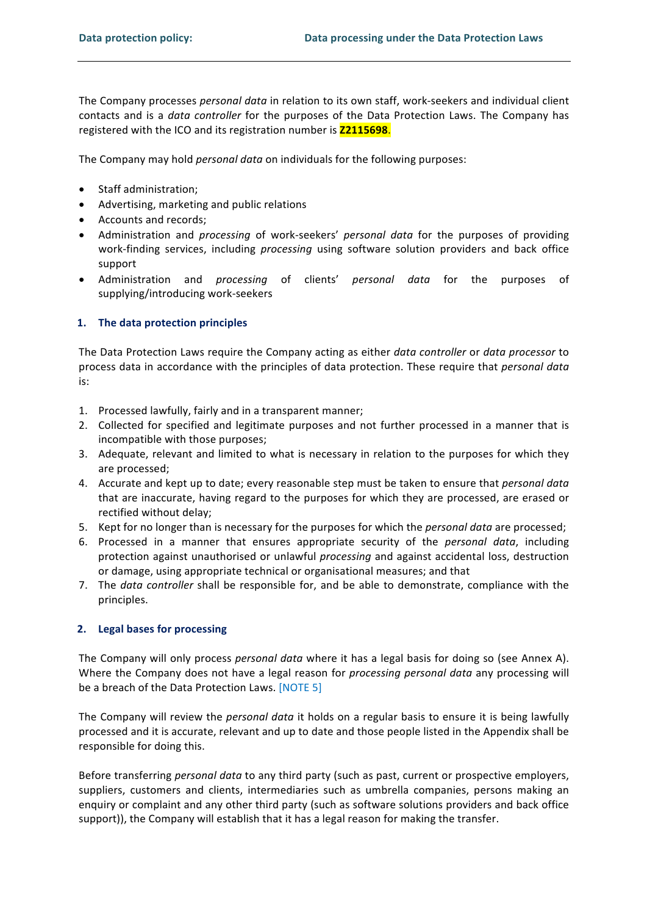The Company processes *personal data* in relation to its own staff, work-seekers and individual client contacts and is a *data controller* for the purposes of the Data Protection Laws. The Company has registered with the ICO and its registration number is **Z2115698**.

The Company may hold *personal data* on individuals for the following purposes:

- Staff administration;
- Advertising, marketing and public relations
- Accounts and records;
- Administration and *processing* of work-seekers' *personal data* for the purposes of providing work-finding services, including *processing* using software solution providers and back office support
- Administration and *processing* of clients' *personal data* for the purposes of supplying/introducing work-seekers

## 1. The data protection principles

The Data Protection Laws require the Company acting as either *data controller* or *data processor* to process data in accordance with the principles of data protection. These require that *personal data* is:

1. Processed lawfully, fairly and in a transparent manner;
2. Collected for specified and legitimate purposes and not further processed in a manner that is incompatible with those purposes;
3. Adequate, relevant and limited to what is necessary in relation to the purposes for which they are processed;
4. Accurate and kept up to date; every reasonable step must be taken to ensure that *personal data* that are inaccurate, having regard to the purposes for which they are processed, are erased or rectified without delay;
5. Kept for no longer than is necessary for the purposes for which the *personal data* are processed;
6. Processed in a manner that ensures appropriate security of the *personal data*, including protection against unauthorised or unlawful *processing* and against accidental loss, destruction or damage, using appropriate technical or organisational measures; and that
7. The *data controller* shall be responsible for, and be able to demonstrate, compliance with the principles.

## 2. Legal bases for processing

The Company will only process *personal data* where it has a legal basis for doing so (see Annex A). Where the Company does not have a legal reason for *processing personal data* any processing will be a breach of the Data Protection Laws. [NOTE 5]

The Company will review the *personal data* it holds on a regular basis to ensure it is being lawfully processed and it is accurate, relevant and up to date and those people listed in the Appendix shall be responsible for doing this.

Before transferring *personal data* to any third party (such as past, current or prospective employers, suppliers, customers and clients, intermediaries such as umbrella companies, persons making an enquiry or complaint and any other third party (such as software solutions providers and back office support)), the Company will establish that it has a legal reason for making the transfer.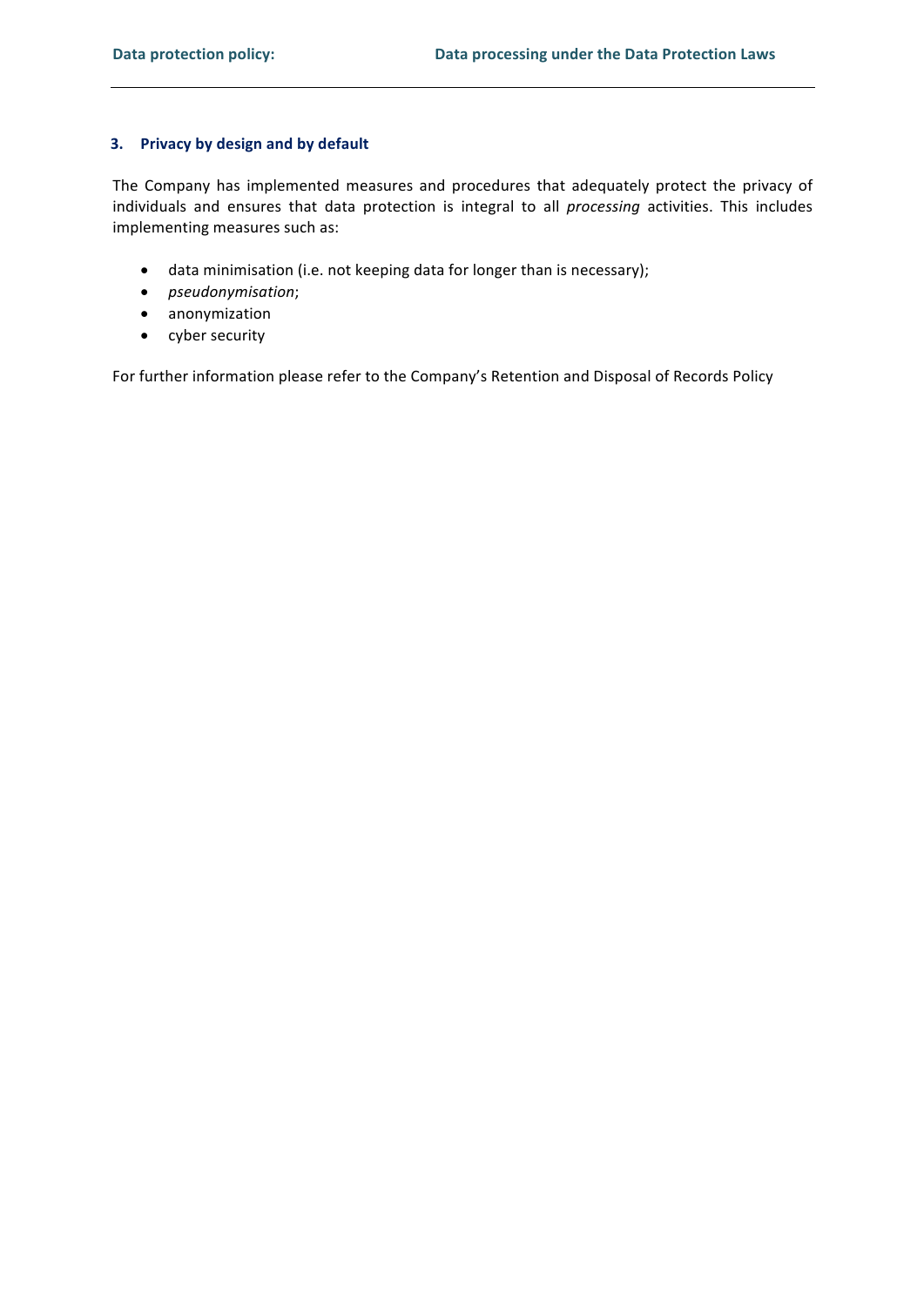## 3. Privacy by design and by default

The Company has implemented measures and procedures that adequately protect the privacy of individuals and ensures that data protection is integral to all *processing* activities. This includes implementing measures such as:

- data minimisation (i.e. not keeping data for longer than is necessary);
- *pseudonymisation*;
- anonymization
- cyber security

For further information please refer to the Company's Retention and Disposal of Records Policy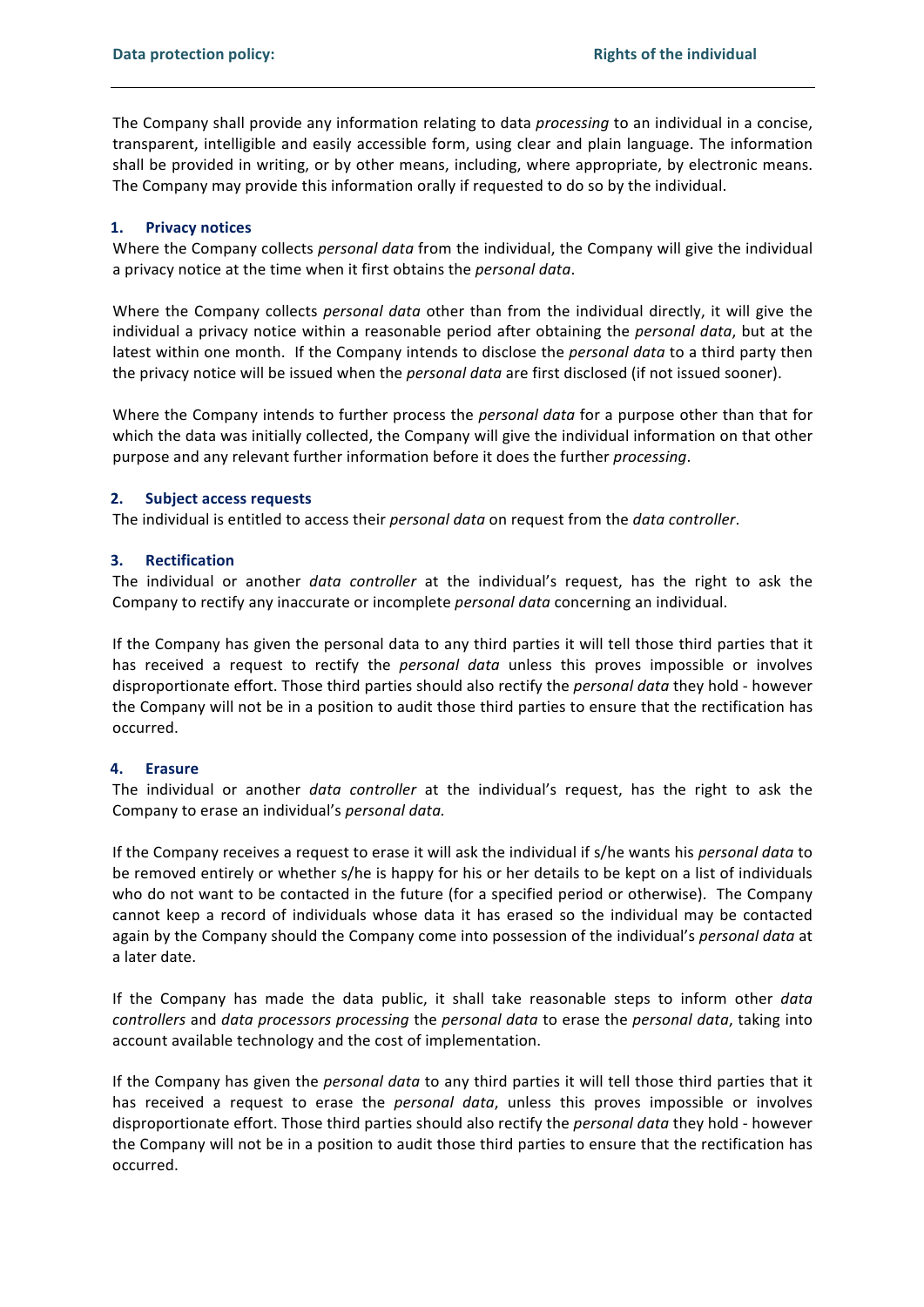The Company shall provide any information relating to data *processing* to an individual in a concise, transparent, intelligible and easily accessible form, using clear and plain language. The information shall be provided in writing, or by other means, including, where appropriate, by electronic means. The Company may provide this information orally if requested to do so by the individual.

### 1. Privacy notices

Where the Company collects *personal data* from the individual, the Company will give the individual a privacy notice at the time when it first obtains the *personal data*.

Where the Company collects *personal data* other than from the individual directly, it will give the individual a privacy notice within a reasonable period after obtaining the *personal data*, but at the latest within one month. If the Company intends to disclose the *personal data* to a third party then the privacy notice will be issued when the *personal data* are first disclosed (if not issued sooner).

Where the Company intends to further process the *personal data* for a purpose other than that for which the data was initially collected, the Company will give the individual information on that other purpose and any relevant further information before it does the further *processing*.

### 2. Subject access requests

The individual is entitled to access their *personal data* on request from the *data controller*.

### 3. Rectification

The individual or another *data controller* at the individual's request, has the right to ask the Company to rectify any inaccurate or incomplete *personal data* concerning an individual.

If the Company has given the personal data to any third parties it will tell those third parties that it has received a request to rectify the *personal data* unless this proves impossible or involves disproportionate effort. Those third parties should also rectify the *personal data* they hold - however the Company will not be in a position to audit those third parties to ensure that the rectification has occurred.

### 4. Erasure

The individual or another *data controller* at the individual's request, has the right to ask the Company to erase an individual's *personal data.*

If the Company receives a request to erase it will ask the individual if s/he wants his *personal data* to be removed entirely or whether s/he is happy for his or her details to be kept on a list of individuals who do not want to be contacted in the future (for a specified period or otherwise). The Company cannot keep a record of individuals whose data it has erased so the individual may be contacted again by the Company should the Company come into possession of the individual's *personal data* at a later date.

If the Company has made the data public, it shall take reasonable steps to inform other *data controllers* and *data processors processing* the *personal data* to erase the *personal data*, taking into account available technology and the cost of implementation.

If the Company has given the *personal data* to any third parties it will tell those third parties that it has received a request to erase the *personal data*, unless this proves impossible or involves disproportionate effort. Those third parties should also rectify the *personal data* they hold - however the Company will not be in a position to audit those third parties to ensure that the rectification has occurred.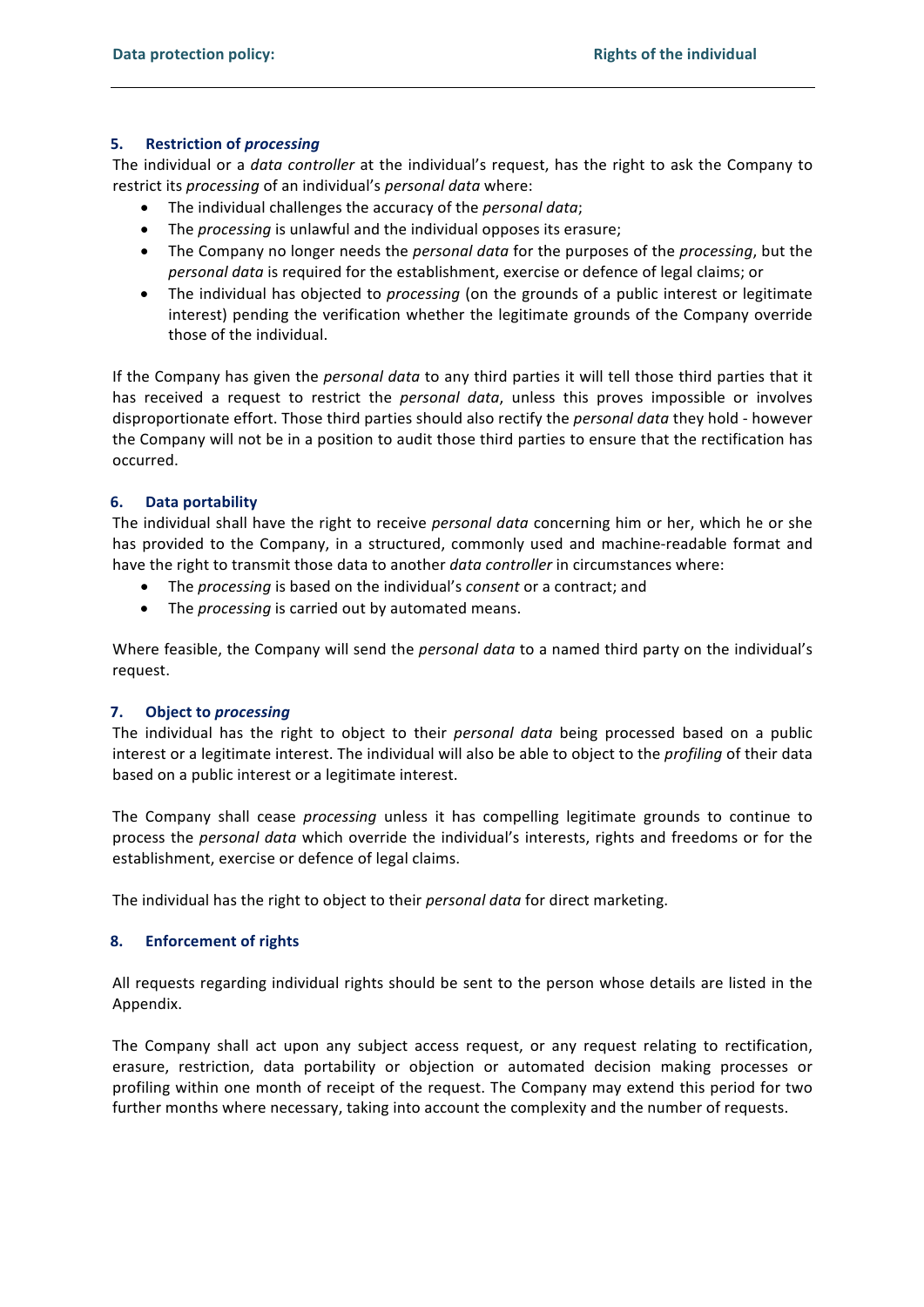## 5. Restriction of *processing*

The individual or a *data controller* at the individual's request, has the right to ask the Company to restrict its *processing* of an individual's *personal data* where:

- The individual challenges the accuracy of the *personal data*;
- The *processing* is unlawful and the individual opposes its erasure;
- The Company no longer needs the *personal data* for the purposes of the *processing*, but the *personal data* is required for the establishment, exercise or defence of legal claims; or
- The individual has objected to *processing* (on the grounds of a public interest or legitimate interest) pending the verification whether the legitimate grounds of the Company override those of the individual.

If the Company has given the *personal data* to any third parties it will tell those third parties that it has received a request to restrict the *personal data*, unless this proves impossible or involves disproportionate effort. Those third parties should also rectify the *personal data* they hold - however the Company will not be in a position to audit those third parties to ensure that the rectification has occurred.

## 6. Data portability

The individual shall have the right to receive *personal data* concerning him or her, which he or she has provided to the Company, in a structured, commonly used and machine-readable format and have the right to transmit those data to another *data controller* in circumstances where:

- The *processing* is based on the individual's *consent* or a contract; and
- The *processing* is carried out by automated means.

Where feasible, the Company will send the *personal data* to a named third party on the individual's request.

## 7. Object to *processing*

The individual has the right to object to their *personal data* being processed based on a public interest or a legitimate interest. The individual will also be able to object to the *profiling* of their data based on a public interest or a legitimate interest.

The Company shall cease *processing* unless it has compelling legitimate grounds to continue to process the *personal data* which override the individual's interests, rights and freedoms or for the establishment, exercise or defence of legal claims.

The individual has the right to object to their *personal data* for direct marketing.

## 8. Enforcement of rights

All requests regarding individual rights should be sent to the person whose details are listed in the Appendix.

The Company shall act upon any subject access request, or any request relating to rectification, erasure, restriction, data portability or objection or automated decision making processes or profiling within one month of receipt of the request. The Company may extend this period for two further months where necessary, taking into account the complexity and the number of requests.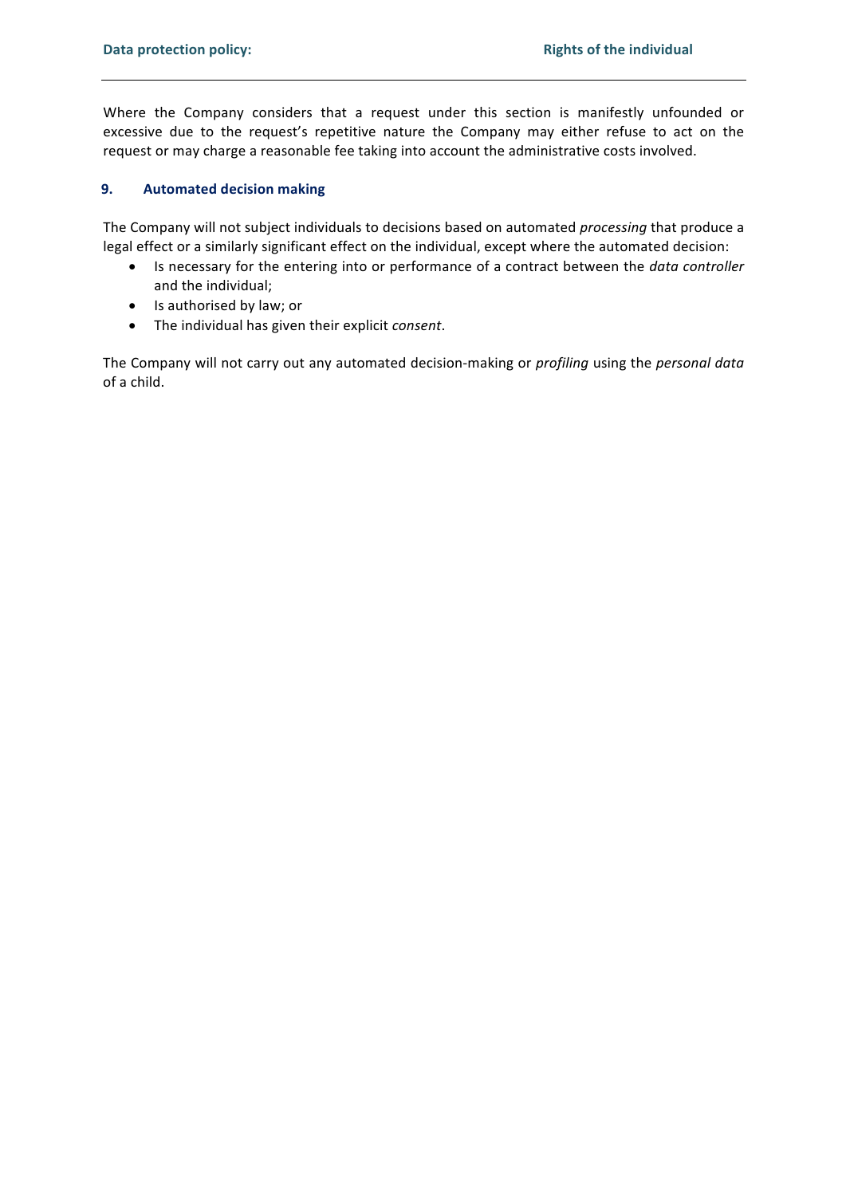Where the Company considers that a request under this section is manifestly unfounded or excessive due to the request's repetitive nature the Company may either refuse to act on the request or may charge a reasonable fee taking into account the administrative costs involved.

## 9. Automated decision making

The Company will not subject individuals to decisions based on automated *processing* that produce a legal effect or a similarly significant effect on the individual, except where the automated decision:

- Is necessary for the entering into or performance of a contract between the *data controller* and the individual;
- Is authorised by law; or
- The individual has given their explicit *consent*.

The Company will not carry out any automated decision-making or *profiling* using the *personal data* of a child.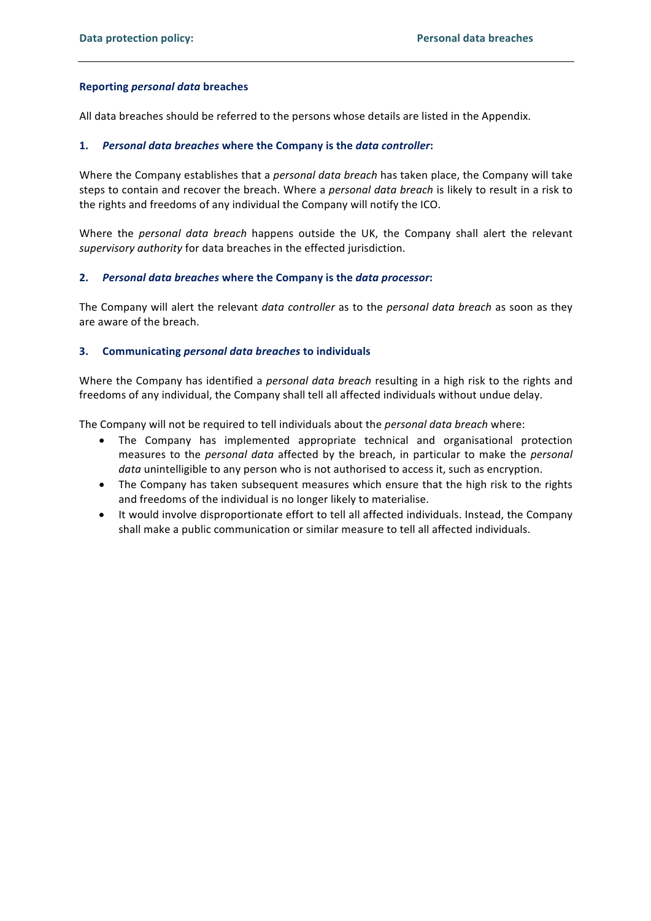## Reporting *personal data* breaches

All data breaches should be referred to the persons whose details are listed in the Appendix.

### 1. *Personal data breaches* where the Company is the *data controller*:

Where the Company establishes that a *personal data breach* has taken place, the Company will take steps to contain and recover the breach. Where a *personal data breach* is likely to result in a risk to the rights and freedoms of any individual the Company will notify the ICO.

Where the *personal data breach* happens outside the UK, the Company shall alert the relevant *supervisory authority* for data breaches in the effected jurisdiction.

### 2. *Personal data breaches* where the Company is the *data processor*:

The Company will alert the relevant *data controller* as to the *personal data breach* as soon as they are aware of the breach.

### 3. Communicating *personal data breaches* to individuals

Where the Company has identified a *personal data breach* resulting in a high risk to the rights and freedoms of any individual, the Company shall tell all affected individuals without undue delay.

The Company will not be required to tell individuals about the *personal data breach* where:

- The Company has implemented appropriate technical and organisational protection measures to the *personal data* affected by the breach, in particular to make the *personal data* unintelligible to any person who is not authorised to access it, such as encryption.
- The Company has taken subsequent measures which ensure that the high risk to the rights and freedoms of the individual is no longer likely to materialise.
- It would involve disproportionate effort to tell all affected individuals. Instead, the Company shall make a public communication or similar measure to tell all affected individuals.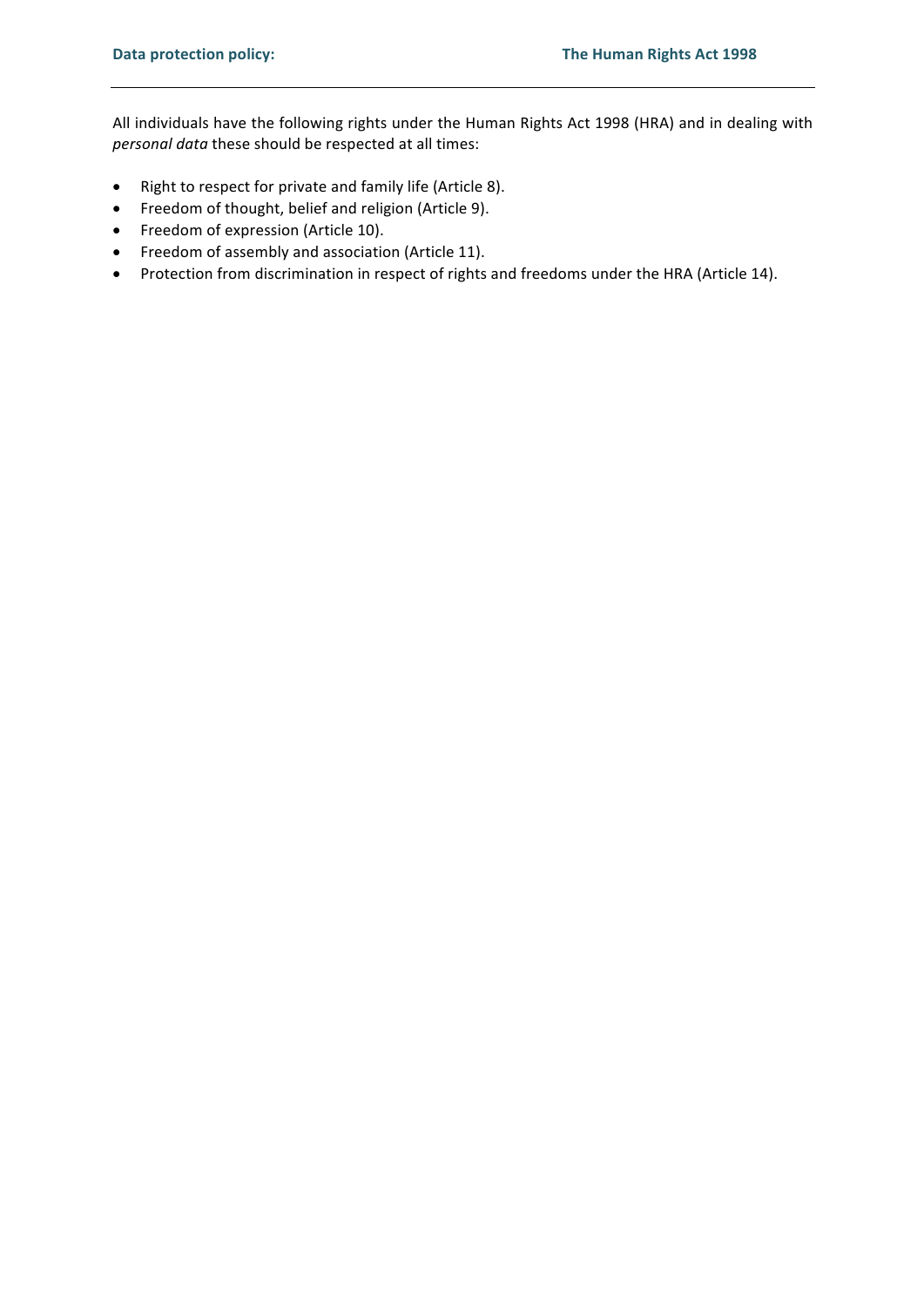All individuals have the following rights under the Human Rights Act 1998 (HRA) and in dealing with *personal data* these should be respected at all times:

- Right to respect for private and family life (Article 8).
- Freedom of thought, belief and religion (Article 9).
- Freedom of expression (Article 10).
- Freedom of assembly and association (Article 11).
- Protection from discrimination in respect of rights and freedoms under the HRA (Article 14).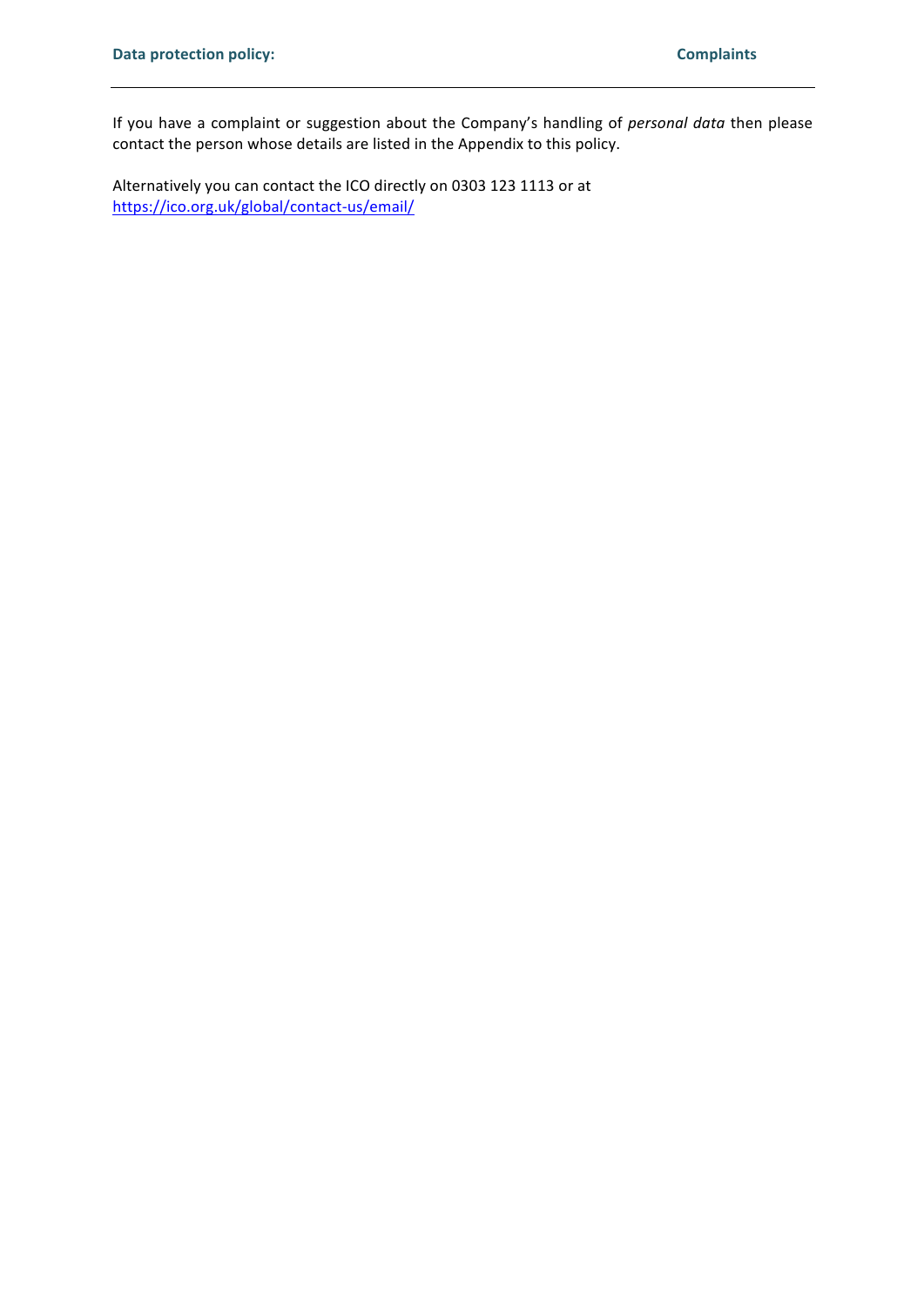If you have a complaint or suggestion about the Company's handling of *personal data* then please contact the person whose details are listed in the Appendix to this policy.

Alternatively you can contact the ICO directly on 0303 123 1113 or at https://ico.org.uk/global/contact-us/email/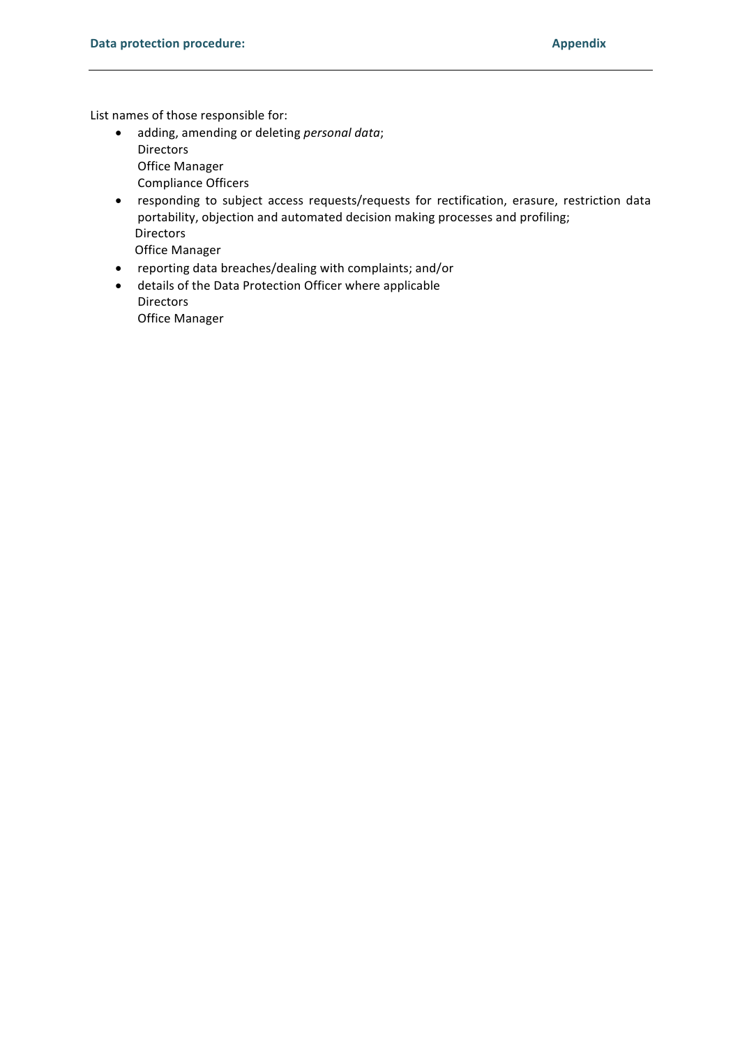List names of those responsible for:

- adding, amending or deleting *personal data*;
  Directors
  Office Manager
  Compliance Officers
- responding to subject access requests/requests for rectification, erasure, restriction data portability, objection and automated decision making processes and profiling;
  Directors
  Office Manager
- reporting data breaches/dealing with complaints; and/or
- details of the Data Protection Officer where applicable
  Directors
  Office Manager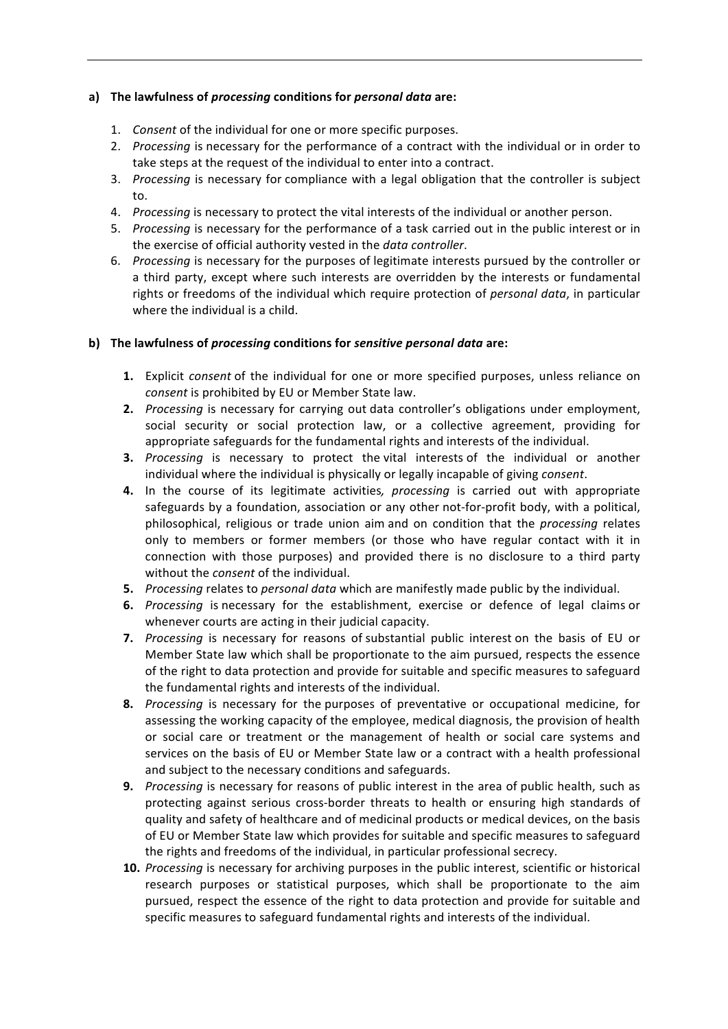**a) The lawfulness of *processing* conditions for *personal data* are:**

1. *Consent* of the individual for one or more specific purposes.
2. *Processing* is necessary for the performance of a contract with the individual or in order to take steps at the request of the individual to enter into a contract.
3. *Processing* is necessary for compliance with a legal obligation that the controller is subject to.
4. *Processing* is necessary to protect the vital interests of the individual or another person.
5. *Processing* is necessary for the performance of a task carried out in the public interest or in the exercise of official authority vested in the *data controller*.
6. *Processing* is necessary for the purposes of legitimate interests pursued by the controller or a third party, except where such interests are overridden by the interests or fundamental rights or freedoms of the individual which require protection of *personal data*, in particular where the individual is a child.

**b) The lawfulness of *processing* conditions for *sensitive personal data* are:**

**1.** Explicit *consent* of the individual for one or more specified purposes, unless reliance on *consent* is prohibited by EU or Member State law.

**2.** *Processing* is necessary for carrying out data controller's obligations under employment, social security or social protection law, or a collective agreement, providing for appropriate safeguards for the fundamental rights and interests of the individual.

**3.** *Processing* is necessary to protect the vital interests of the individual or another individual where the individual is physically or legally incapable of giving *consent*.

**4.** In the course of its legitimate activities*, processing* is carried out with appropriate safeguards by a foundation, association or any other not-for-profit body, with a political, philosophical, religious or trade union aim and on condition that the *processing* relates only to members or former members (or those who have regular contact with it in connection with those purposes) and provided there is no disclosure to a third party without the *consent* of the individual.

**5.** *Processing* relates to *personal data* which are manifestly made public by the individual.

**6.** *Processing* is necessary for the establishment, exercise or defence of legal claims or whenever courts are acting in their judicial capacity.

**7.** *Processing* is necessary for reasons of substantial public interest on the basis of EU or Member State law which shall be proportionate to the aim pursued, respects the essence of the right to data protection and provide for suitable and specific measures to safeguard the fundamental rights and interests of the individual.

**8.** *Processing* is necessary for the purposes of preventative or occupational medicine, for assessing the working capacity of the employee, medical diagnosis, the provision of health or social care or treatment or the management of health or social care systems and services on the basis of EU or Member State law or a contract with a health professional and subject to the necessary conditions and safeguards.

**9.** *Processing* is necessary for reasons of public interest in the area of public health, such as protecting against serious cross-border threats to health or ensuring high standards of quality and safety of healthcare and of medicinal products or medical devices, on the basis of EU or Member State law which provides for suitable and specific measures to safeguard the rights and freedoms of the individual, in particular professional secrecy.

**10.** *Processing* is necessary for archiving purposes in the public interest, scientific or historical research purposes or statistical purposes, which shall be proportionate to the aim pursued, respect the essence of the right to data protection and provide for suitable and specific measures to safeguard fundamental rights and interests of the individual.